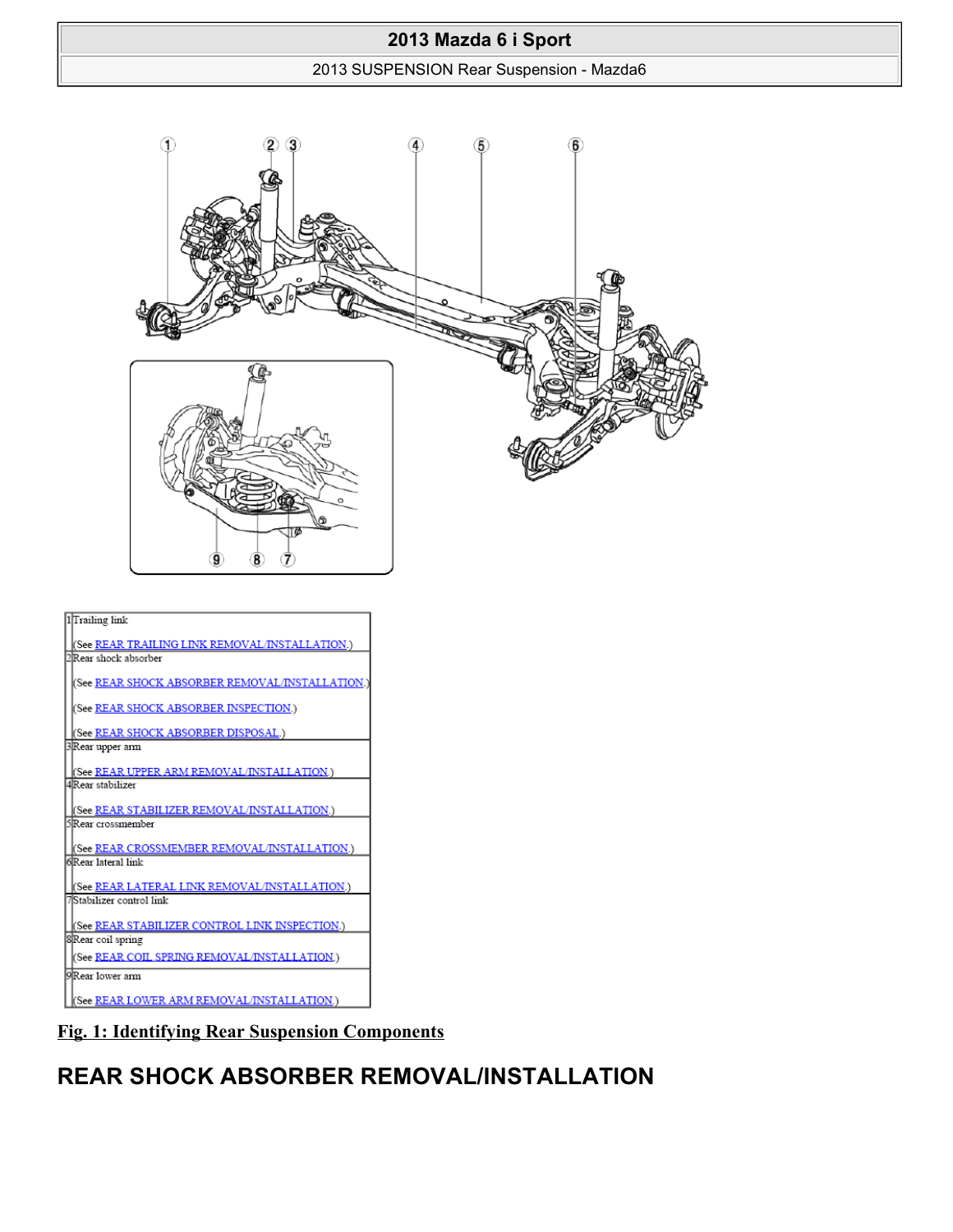| | |
|---|---|
| 1 | Trailing link<br><br>(See REAR TRAILING LINK REMOVAL/INSTALLATION.) |
| 2 | Rear shock absorber<br><br>(See REAR SHOCK ABSORBER REMOVAL/INSTALLATION.)<br><br>(See REAR SHOCK ABSORBER INSPECTION.)<br><br>(See REAR SHOCK ABSORBER DISPOSAL.) |
| 3 | Rear upper arm<br><br>(See REAR UPPER ARM REMOVAL/INSTALLATION.) |
| 4 | Rear stabilizer<br><br>(See REAR STABILIZER REMOVAL/INSTALLATION.) |
| 5 | Rear crossmember<br><br>(See REAR CROSSMEMBER REMOVAL/INSTALLATION.) |
| 6 | Rear lateral link<br><br>(See REAR LATERAL LINK REMOVAL/INSTALLATION.) |
| 7 | Stabilizer control link<br><br>(See REAR STABILIZER CONTROL LINK INSPECTION.) |
| 8 | Rear coil spring<br>(See REAR COIL SPRING REMOVAL/INSTALLATION.) |
| 9 | Rear lower arm<br><br>(See REAR LOWER ARM REMOVAL/INSTALLATION.) |

**Fig. 1: Identifying Rear Suspension Components**

## REAR SHOCK ABSORBER REMOVAL/INSTALLATION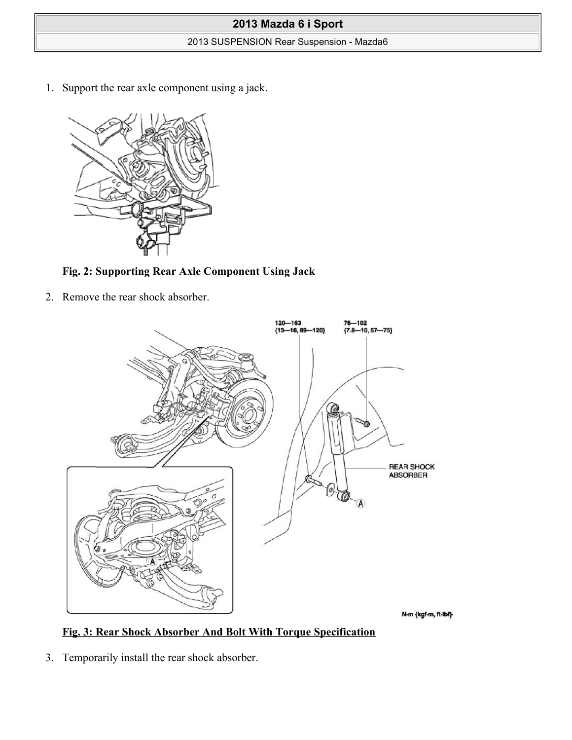1. Support the rear axle component using a jack.

**Fig. 2: Supporting Rear Axle Component Using Jack**

2. Remove the rear shock absorber.

**Fig. 3: Rear Shock Absorber And Bolt With Torque Specification**

3. Temporarily install the rear shock absorber.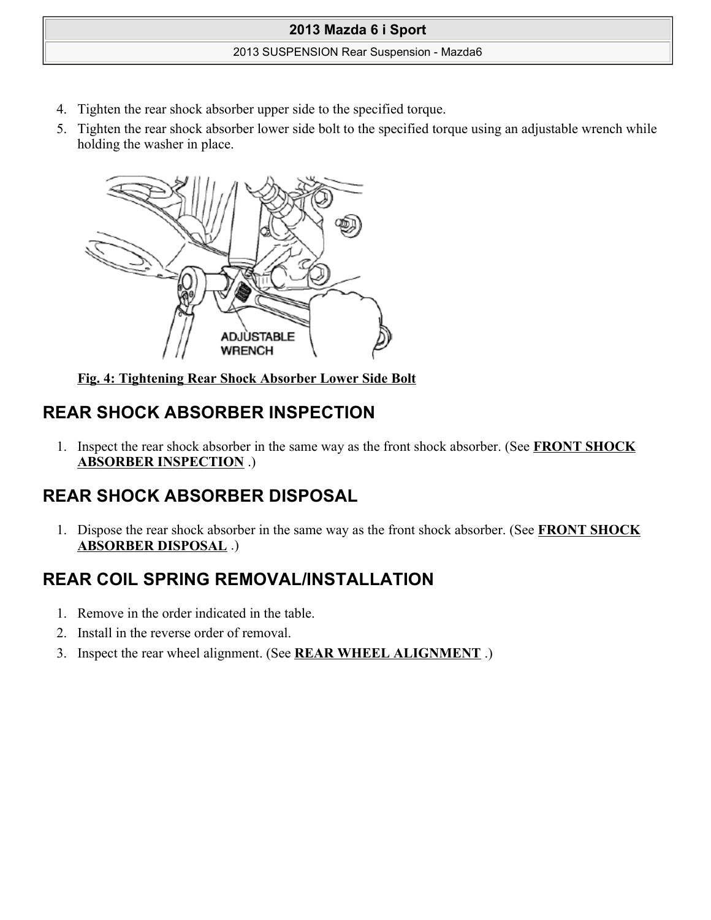4. Tighten the rear shock absorber upper side to the specified torque.
5. Tighten the rear shock absorber lower side bolt to the specified torque using an adjustable wrench while holding the washer in place.

**Fig. 4: Tightening Rear Shock Absorber Lower Side Bolt**

## REAR SHOCK ABSORBER INSPECTION

1. Inspect the rear shock absorber in the same way as the front shock absorber. (See **FRONT SHOCK ABSORBER INSPECTION** .)

## REAR SHOCK ABSORBER DISPOSAL

1. Dispose the rear shock absorber in the same way as the front shock absorber. (See **FRONT SHOCK ABSORBER DISPOSAL** .)

## REAR COIL SPRING REMOVAL/INSTALLATION

1. Remove in the order indicated in the table.
2. Install in the reverse order of removal.
3. Inspect the rear wheel alignment. (See **REAR WHEEL ALIGNMENT** .)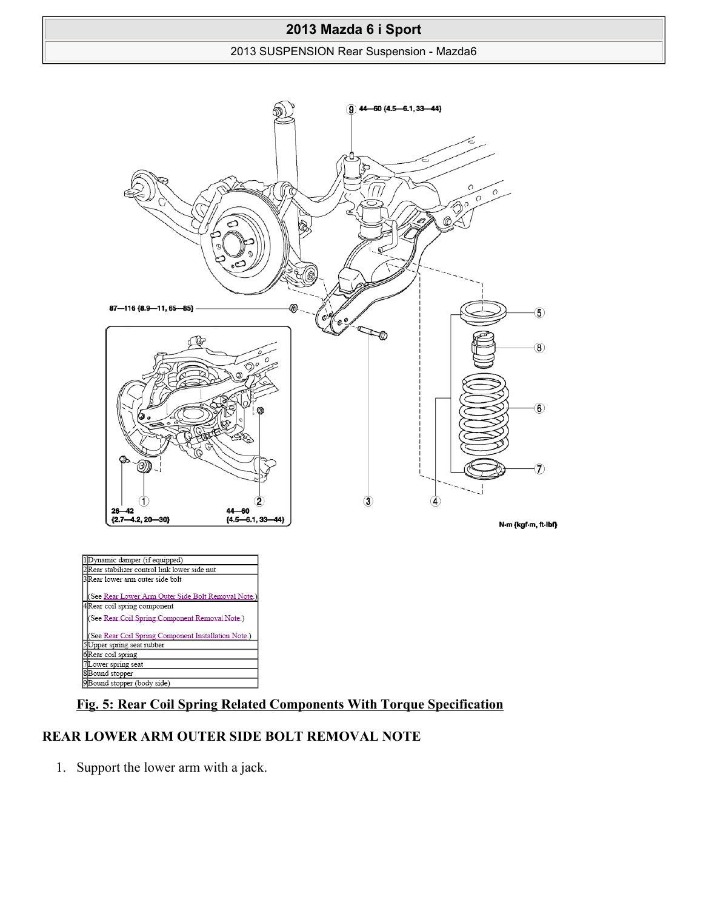| | |
|---|---|
| 1 | Dynamic damper (if equipped) |
| 2 | Rear stabilizer control link lower side nut |
| 3 | Rear lower arm outer side bolt<br><br>(See Rear Lower Arm Outer Side Bolt Removal Note.) |
| 4 | Rear coil spring component<br>(See Rear Coil Spring Component Removal Note.)<br><br>(See Rear Coil Spring Component Installation Note.) |
| 5 | Upper spring seat rubber |
| 6 | Rear coil spring |
| 7 | Lower spring seat |
| 8 | Bound stopper |
| 9 | Bound stopper (body side) |

**Fig. 5: Rear Coil Spring Related Components With Torque Specification**

## REAR LOWER ARM OUTER SIDE BOLT REMOVAL NOTE

1. Support the lower arm with a jack.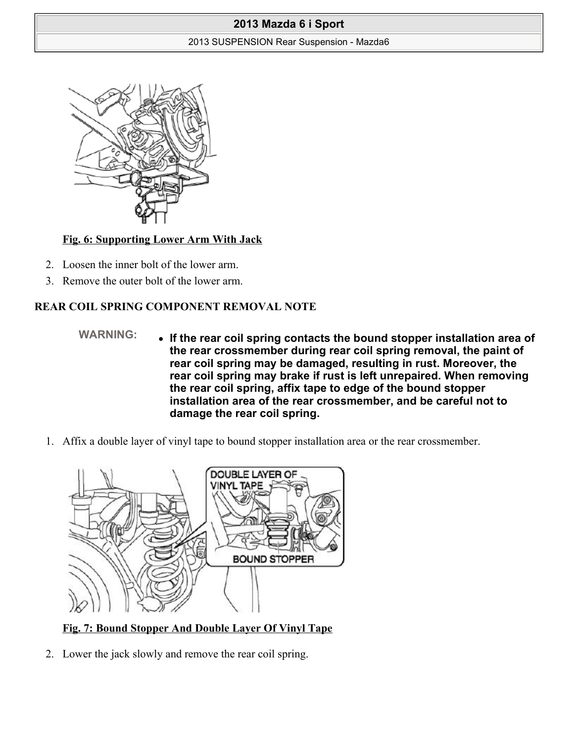**Fig. 6: Supporting Lower Arm With Jack**

2. Loosen the inner bolt of the lower arm.
3. Remove the outer bolt of the lower arm.

**REAR COIL SPRING COMPONENT REMOVAL NOTE**

WARNING:

- **If the rear coil spring contacts the bound stopper installation area of the rear crossmember during rear coil spring removal, the paint of rear coil spring may be damaged, resulting in rust. Moreover, the rear coil spring may brake if rust is left unrepaired. When removing the rear coil spring, affix tape to edge of the bound stopper installation area of the rear crossmember, and be careful not to damage the rear coil spring.**

1. Affix a double layer of vinyl tape to bound stopper installation area or the rear crossmember.

DOUBLE LAYER OF VINYL TAPE

BOUND STOPPER

**Fig. 7: Bound Stopper And Double Layer Of Vinyl Tape**

2. Lower the jack slowly and remove the rear coil spring.